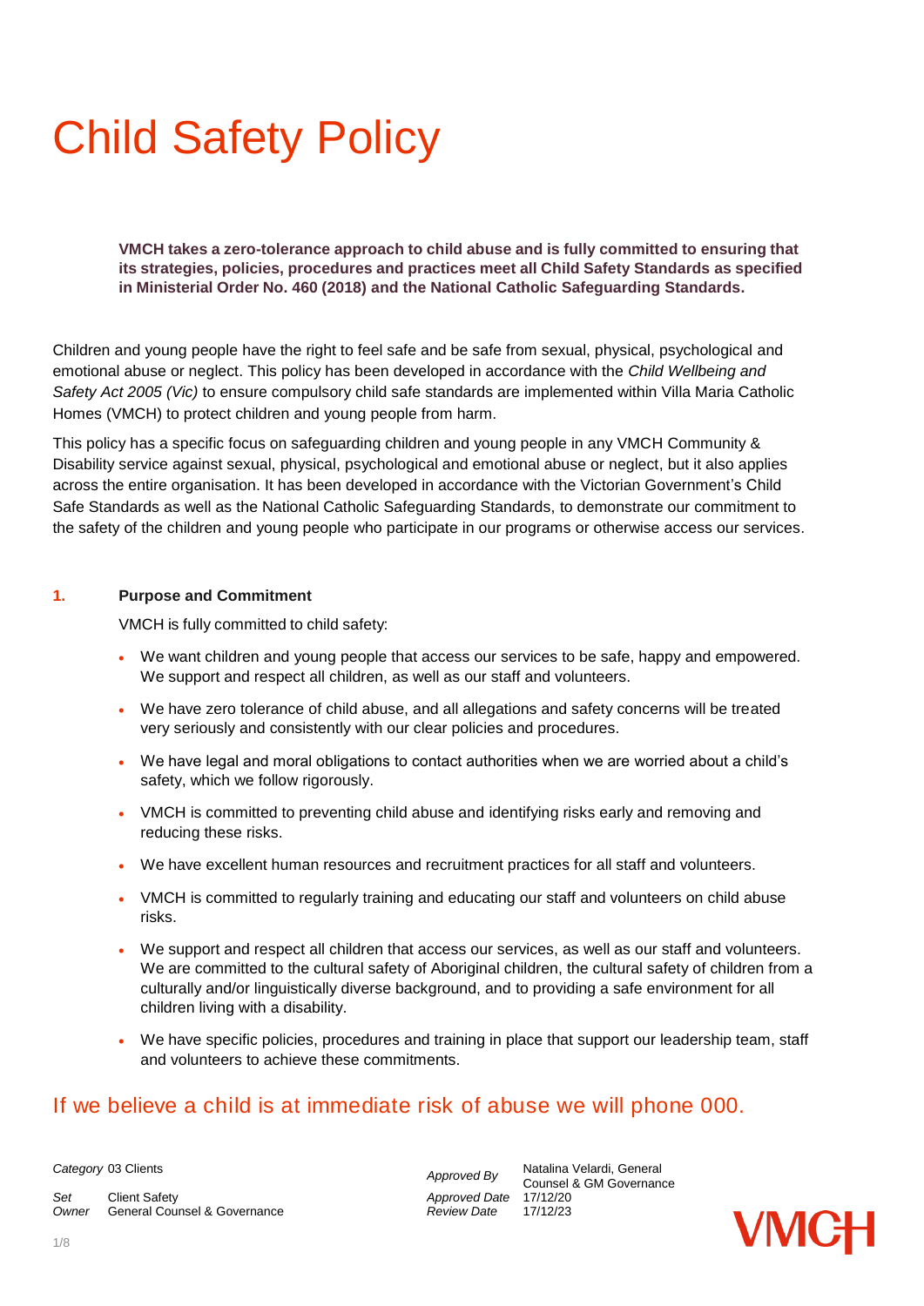# Child Safety Policy

**VMCH takes a zero-tolerance approach to child abuse and is fully committed to ensuring that its strategies, policies, procedures and practices meet all Child Safety Standards as specified in Ministerial Order No. 460 (2018) and the National Catholic Safeguarding Standards.**

Children and young people have the right to feel safe and be safe from sexual, physical, psychological and emotional abuse or neglect. This policy has been developed in accordance with the *Child Wellbeing and Safety Act 2005 (Vic)* to ensure compulsory child safe standards are implemented within Villa Maria Catholic Homes (VMCH) to protect children and young people from harm.

This policy has a specific focus on safeguarding children and young people in any VMCH Community & Disability service against sexual, physical, psychological and emotional abuse or neglect, but it also applies across the entire organisation. It has been developed in accordance with the Victorian Government's Child Safe Standards as well as the National Catholic Safeguarding Standards, to demonstrate our commitment to the safety of the children and young people who participate in our programs or otherwise access our services.

## 1. Purpose and Commitment

VMCH is fully committed to child safety:

- We want children and young people that access our services to be safe, happy and empowered. We support and respect all children, as well as our staff and volunteers.
- We have zero tolerance of child abuse, and all allegations and safety concerns will be treated very seriously and consistently with our clear policies and procedures.
- We have legal and moral obligations to contact authorities when we are worried about a child's safety, which we follow rigorously.
- VMCH is committed to preventing child abuse and identifying risks early and removing and reducing these risks.
- We have excellent human resources and recruitment practices for all staff and volunteers.
- VMCH is committed to regularly training and educating our staff and volunteers on child abuse risks.
- We support and respect all children that access our services, as well as our staff and volunteers. We are committed to the cultural safety of Aboriginal children, the cultural safety of children from a culturally and/or linguistically diverse background, and to providing a safe environment for all children living with a disability.
- We have specific policies, procedures and training in place that support our leadership team, staff and volunteers to achieve these commitments.

**If we believe a child is at immediate risk of abuse we will phone 000.**

| | | | |
|---|---|---|---|
| *Category* | 03 Clients | *Approved By* | Natalina Velardi, General Counsel & GM Governance |
| *Set* | Client Safety | *Approved Date* | 17/12/20 |
| *Owner* | General Counsel & Governance | *Review Date* | 17/12/23 |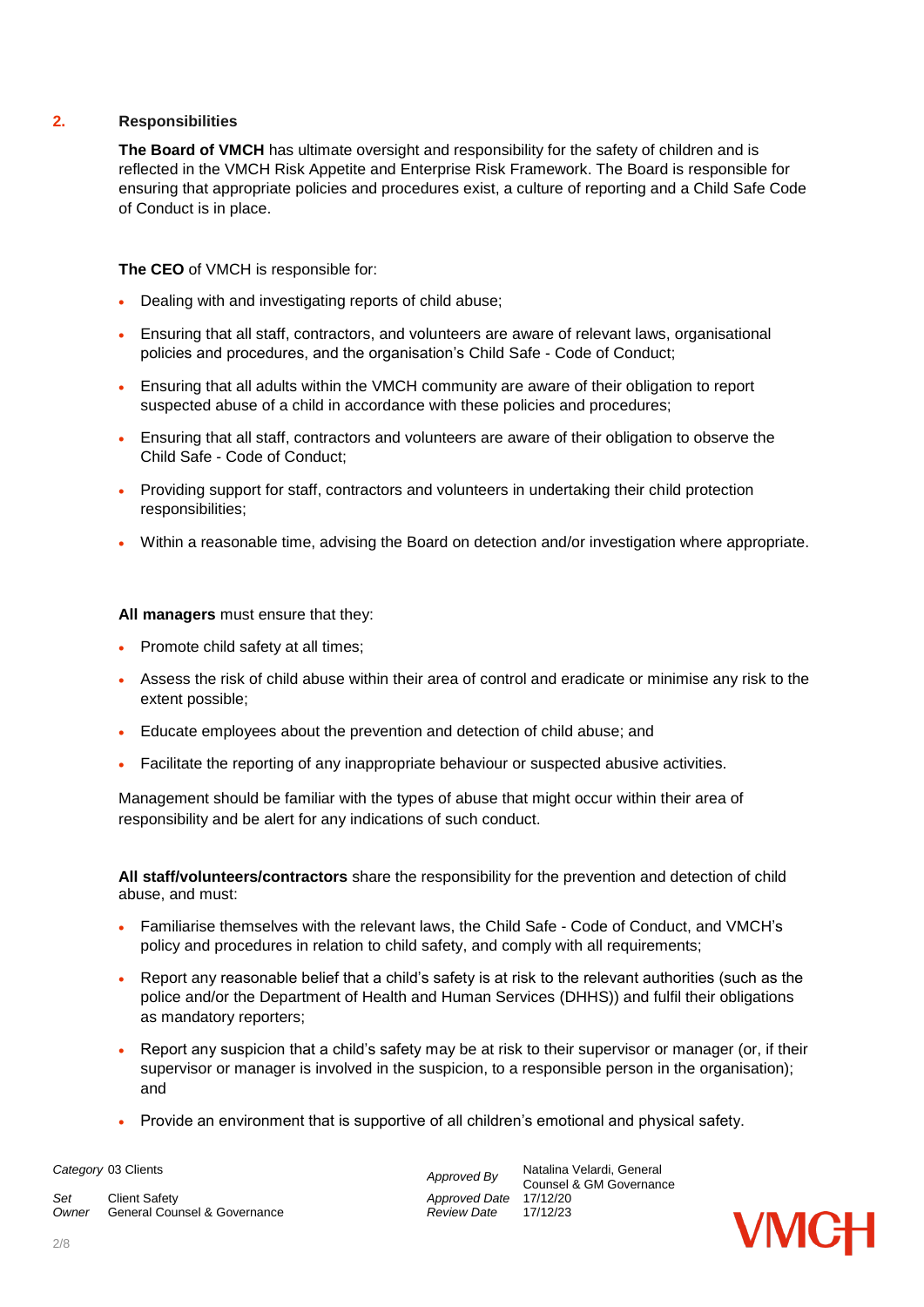## 2. Responsibilities

**The Board of VMCH** has ultimate oversight and responsibility for the safety of children and is reflected in the VMCH Risk Appetite and Enterprise Risk Framework. The Board is responsible for ensuring that appropriate policies and procedures exist, a culture of reporting and a Child Safe Code of Conduct is in place.

**The CEO** of VMCH is responsible for:

- Dealing with and investigating reports of child abuse;
- Ensuring that all staff, contractors, and volunteers are aware of relevant laws, organisational policies and procedures, and the organisation's Child Safe - Code of Conduct;
- Ensuring that all adults within the VMCH community are aware of their obligation to report suspected abuse of a child in accordance with these policies and procedures;
- Ensuring that all staff, contractors and volunteers are aware of their obligation to observe the Child Safe - Code of Conduct;
- Providing support for staff, contractors and volunteers in undertaking their child protection responsibilities;
- Within a reasonable time, advising the Board on detection and/or investigation where appropriate.

**All managers** must ensure that they:

- Promote child safety at all times;
- Assess the risk of child abuse within their area of control and eradicate or minimise any risk to the extent possible;
- Educate employees about the prevention and detection of child abuse; and
- Facilitate the reporting of any inappropriate behaviour or suspected abusive activities.

Management should be familiar with the types of abuse that might occur within their area of responsibility and be alert for any indications of such conduct.

**All staff/volunteers/contractors** share the responsibility for the prevention and detection of child abuse, and must:

- Familiarise themselves with the relevant laws, the Child Safe - Code of Conduct, and VMCH's policy and procedures in relation to child safety, and comply with all requirements;
- Report any reasonable belief that a child's safety is at risk to the relevant authorities (such as the police and/or the Department of Health and Human Services (DHHS)) and fulfil their obligations as mandatory reporters;
- Report any suspicion that a child's safety may be at risk to their supervisor or manager (or, if their supervisor or manager is involved in the suspicion, to a responsible person in the organisation); and
- Provide an environment that is supportive of all children's emotional and physical safety.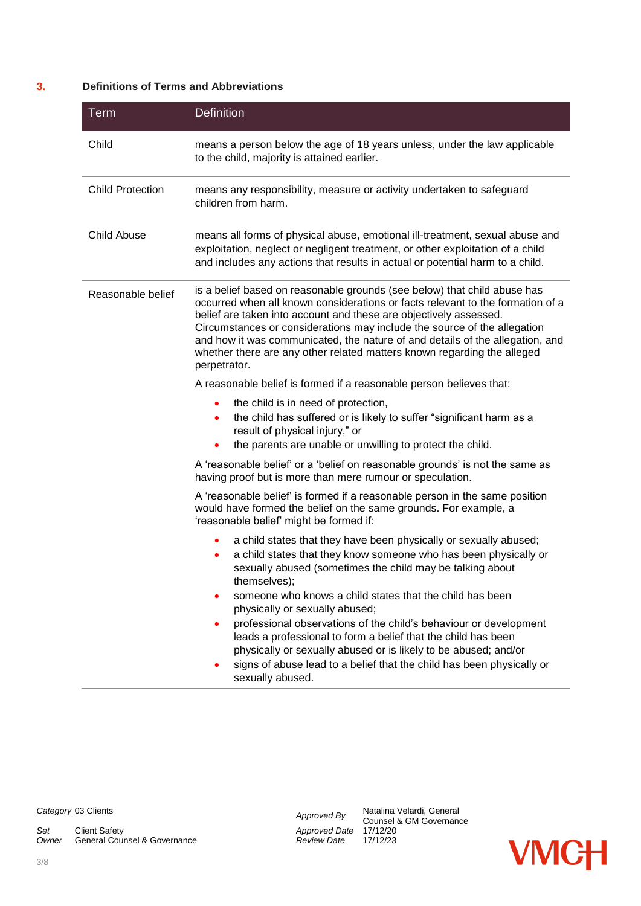## 3. Definitions of Terms and Abbreviations

| Term | Definition |
| --- | --- |
| Child | means a person below the age of 18 years unless, under the law applicable to the child, majority is attained earlier. |
| Child Protection | means any responsibility, measure or activity undertaken to safeguard children from harm. |
| Child Abuse | means all forms of physical abuse, emotional ill-treatment, sexual abuse and exploitation, neglect or negligent treatment, or other exploitation of a child and includes any actions that results in actual or potential harm to a child. |
| Reasonable belief | is a belief based on reasonable grounds (see below) that child abuse has occurred when all known considerations or facts relevant to the formation of a belief are taken into account and these are objectively assessed. Circumstances or considerations may include the source of the allegation and how it was communicated, the nature of and details of the allegation, and whether there are any other related matters known regarding the alleged perpetrator.<br><br>A reasonable belief is formed if a reasonable person believes that:<br>• the child is in need of protection,<br>• the child has suffered or is likely to suffer "significant harm as a result of physical injury," or<br>• the parents are unable or unwilling to protect the child.<br><br>A 'reasonable belief' or a 'belief on reasonable grounds' is not the same as having proof but is more than mere rumour or speculation.<br><br>A 'reasonable belief' is formed if a reasonable person in the same position would have formed the belief on the same grounds. For example, a 'reasonable belief' might be formed if:<br>• a child states that they have been physically or sexually abused;<br>• a child states that they know someone who has been physically or sexually abused (sometimes the child may be talking about themselves);<br>• someone who knows a child states that the child has been physically or sexually abused;<br>• professional observations of the child's behaviour or development leads a professional to form a belief that the child has been physically or sexually abused or is likely to be abused; and/or<br>• signs of abuse lead to a belief that the child has been physically or sexually abused. |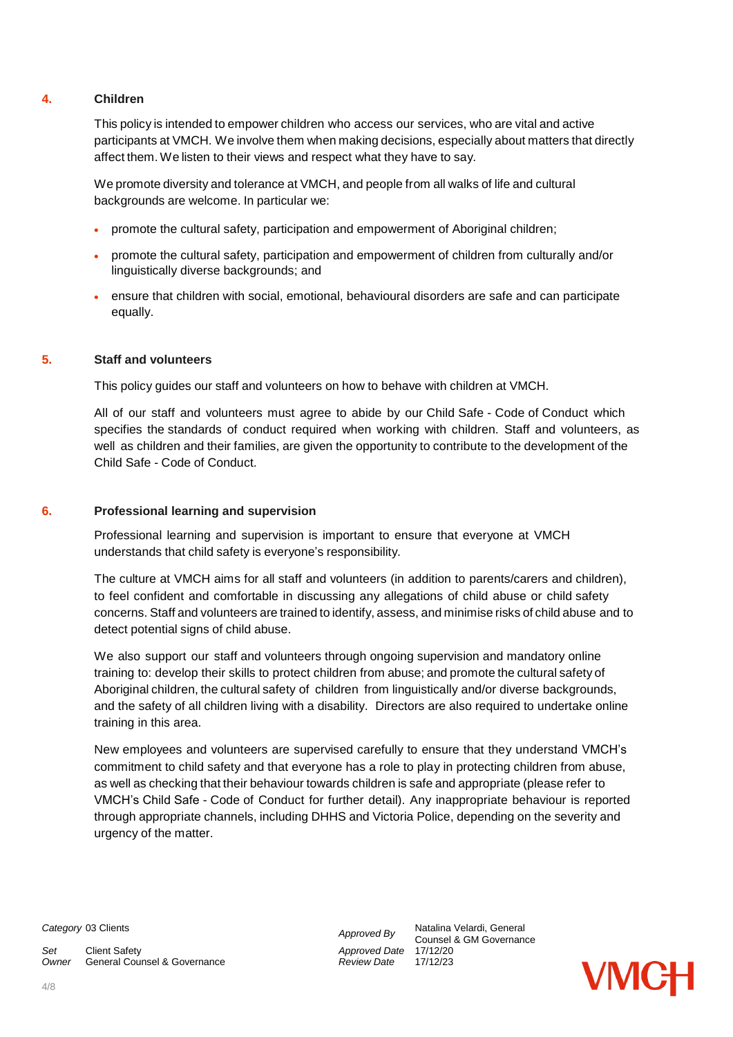## 4. Children

This policy is intended to empower children who access our services, who are vital and active participants at VMCH. We involve them when making decisions, especially about matters that directly affect them. We listen to their views and respect what they have to say.

We promote diversity and tolerance at VMCH, and people from all walks of life and cultural backgrounds are welcome. In particular we:

- promote the cultural safety, participation and empowerment of Aboriginal children;
- promote the cultural safety, participation and empowerment of children from culturally and/or linguistically diverse backgrounds; and
- ensure that children with social, emotional, behavioural disorders are safe and can participate equally.

## 5. Staff and volunteers

This policy guides our staff and volunteers on how to behave with children at VMCH.

All of our staff and volunteers must agree to abide by our Child Safe - Code of Conduct which specifies the standards of conduct required when working with children. Staff and volunteers, as well as children and their families, are given the opportunity to contribute to the development of the Child Safe - Code of Conduct.

## 6. Professional learning and supervision

Professional learning and supervision is important to ensure that everyone at VMCH understands that child safety is everyone's responsibility.

The culture at VMCH aims for all staff and volunteers (in addition to parents/carers and children), to feel confident and comfortable in discussing any allegations of child abuse or child safety concerns. Staff and volunteers are trained to identify, assess, and minimise risks of child abuse and to detect potential signs of child abuse.

We also support our staff and volunteers through ongoing supervision and mandatory online training to: develop their skills to protect children from abuse; and promote the cultural safety of Aboriginal children, the cultural safety of children from linguistically and/or diverse backgrounds, and the safety of all children living with a disability. Directors are also required to undertake online training in this area.

New employees and volunteers are supervised carefully to ensure that they understand VMCH's commitment to child safety and that everyone has a role to play in protecting children from abuse, as well as checking that their behaviour towards children is safe and appropriate (please refer to VMCH's Child Safe - Code of Conduct for further detail). Any inappropriate behaviour is reported through appropriate channels, including DHHS and Victoria Police, depending on the severity and urgency of the matter.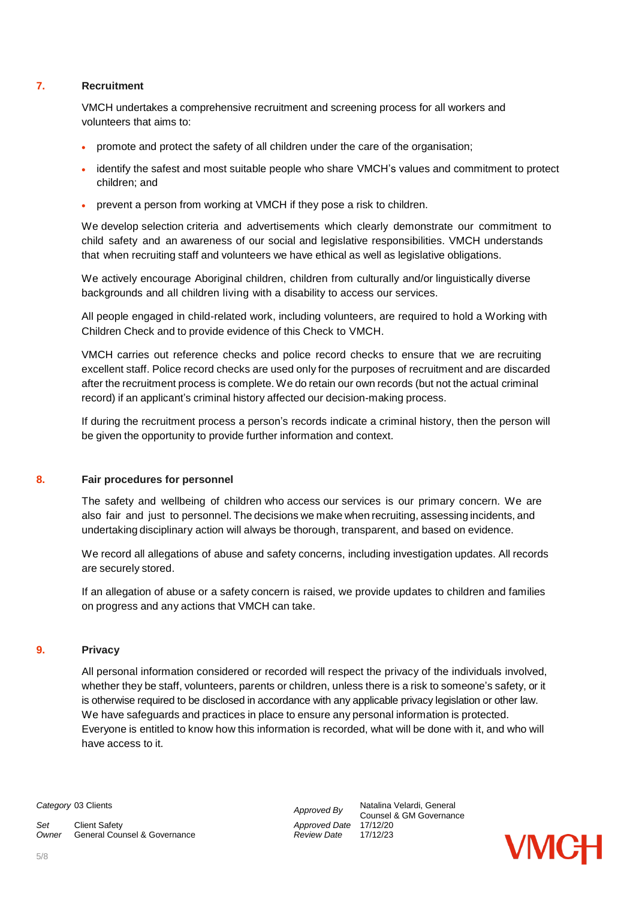## 7. Recruitment

VMCH undertakes a comprehensive recruitment and screening process for all workers and volunteers that aims to:

- promote and protect the safety of all children under the care of the organisation;
- identify the safest and most suitable people who share VMCH's values and commitment to protect children; and
- prevent a person from working at VMCH if they pose a risk to children.

We develop selection criteria and advertisements which clearly demonstrate our commitment to child safety and an awareness of our social and legislative responsibilities. VMCH understands that when recruiting staff and volunteers we have ethical as well as legislative obligations.

We actively encourage Aboriginal children, children from culturally and/or linguistically diverse backgrounds and all children living with a disability to access our services.

All people engaged in child-related work, including volunteers, are required to hold a Working with Children Check and to provide evidence of this Check to VMCH.

VMCH carries out reference checks and police record checks to ensure that we are recruiting excellent staff. Police record checks are used only for the purposes of recruitment and are discarded after the recruitment process is complete. We do retain our own records (but not the actual criminal record) if an applicant's criminal history affected our decision-making process.

If during the recruitment process a person's records indicate a criminal history, then the person will be given the opportunity to provide further information and context.

## 8. Fair procedures for personnel

The safety and wellbeing of children who access our services is our primary concern. We are also fair and just to personnel. The decisions we make when recruiting, assessing incidents, and undertaking disciplinary action will always be thorough, transparent, and based on evidence.

We record all allegations of abuse and safety concerns, including investigation updates. All records are securely stored.

If an allegation of abuse or a safety concern is raised, we provide updates to children and families on progress and any actions that VMCH can take.

## 9. Privacy

All personal information considered or recorded will respect the privacy of the individuals involved, whether they be staff, volunteers, parents or children, unless there is a risk to someone's safety, or it is otherwise required to be disclosed in accordance with any applicable privacy legislation or other law. We have safeguards and practices in place to ensure any personal information is protected. Everyone is entitled to know how this information is recorded, what will be done with it, and who will have access to it.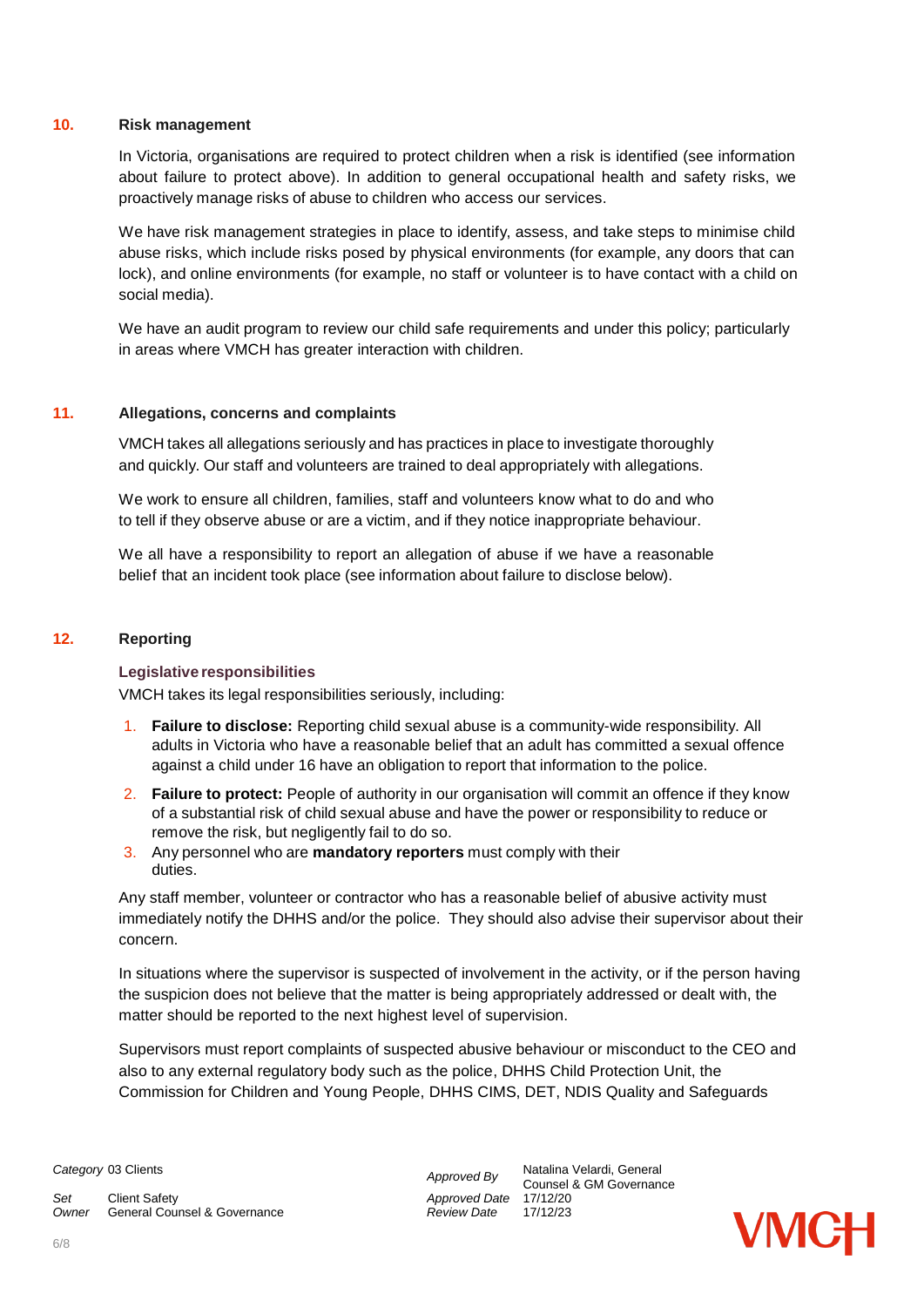## 10. Risk management

In Victoria, organisations are required to protect children when a risk is identified (see information about failure to protect above). In addition to general occupational health and safety risks, we proactively manage risks of abuse to children who access our services.

We have risk management strategies in place to identify, assess, and take steps to minimise child abuse risks, which include risks posed by physical environments (for example, any doors that can lock), and online environments (for example, no staff or volunteer is to have contact with a child on social media).

We have an audit program to review our child safe requirements and under this policy; particularly in areas where VMCH has greater interaction with children.

## 11. Allegations, concerns and complaints

VMCH takes all allegations seriously and has practices in place to investigate thoroughly and quickly. Our staff and volunteers are trained to deal appropriately with allegations.

We work to ensure all children, families, staff and volunteers know what to do and who to tell if they observe abuse or are a victim, and if they notice inappropriate behaviour.

We all have a responsibility to report an allegation of abuse if we have a reasonable belief that an incident took place (see information about failure to disclose below).

## 12. Reporting

### Legislative responsibilities

VMCH takes its legal responsibilities seriously, including:

1. **Failure to disclose:** Reporting child sexual abuse is a community-wide responsibility. All adults in Victoria who have a reasonable belief that an adult has committed a sexual offence against a child under 16 have an obligation to report that information to the police.
2. **Failure to protect:** People of authority in our organisation will commit an offence if they know of a substantial risk of child sexual abuse and have the power or responsibility to reduce or remove the risk, but negligently fail to do so.
3. Any personnel who are **mandatory reporters** must comply with their duties.

Any staff member, volunteer or contractor who has a reasonable belief of abusive activity must immediately notify the DHHS and/or the police. They should also advise their supervisor about their concern.

In situations where the supervisor is suspected of involvement in the activity, or if the person having the suspicion does not believe that the matter is being appropriately addressed or dealt with, the matter should be reported to the next highest level of supervision.

Supervisors must report complaints of suspected abusive behaviour or misconduct to the CEO and also to any external regulatory body such as the police, DHHS Child Protection Unit, the Commission for Children and Young People, DHHS CIMS, DET, NDIS Quality and Safeguards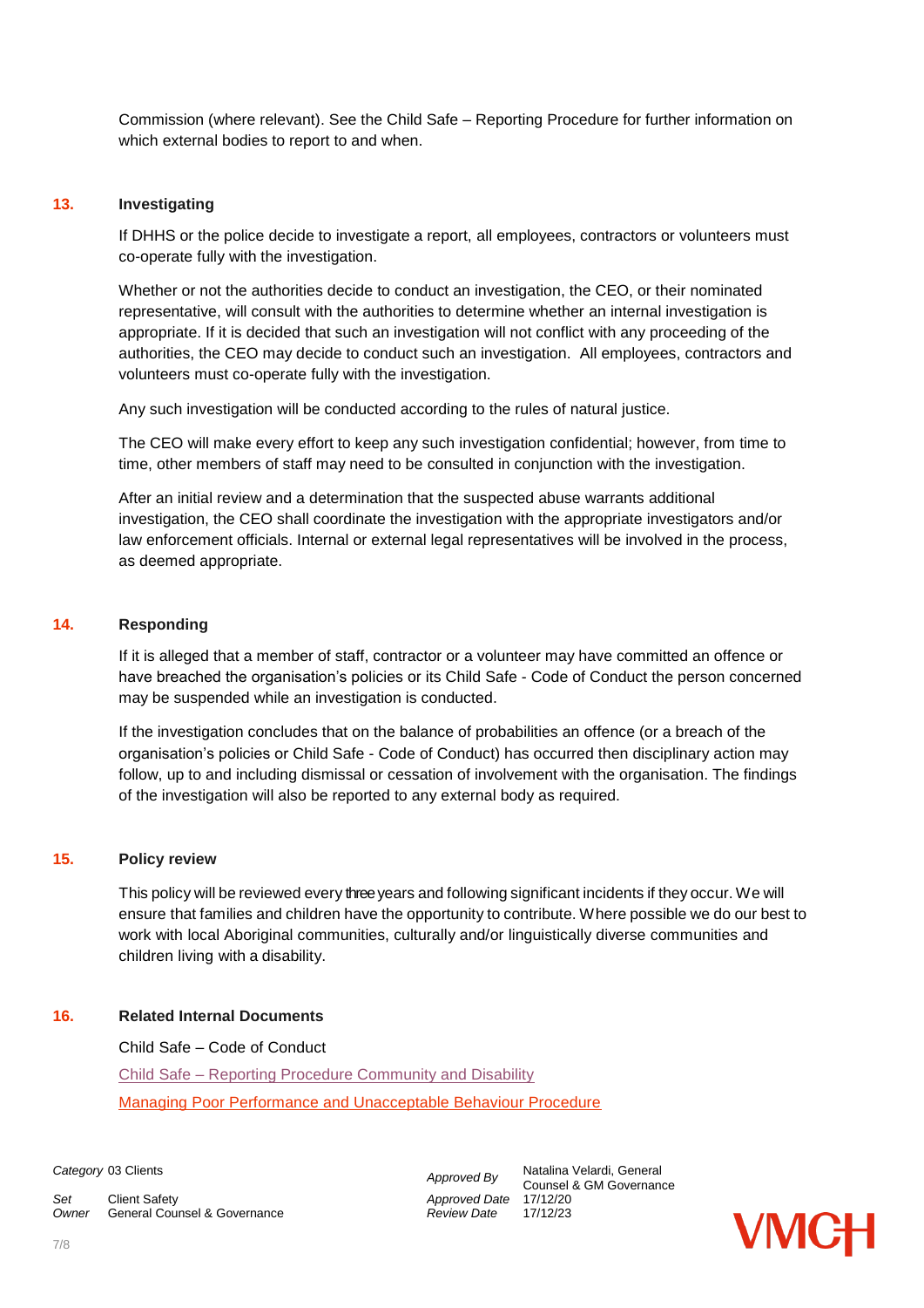Commission (where relevant). See the Child Safe – Reporting Procedure for further information on which external bodies to report to and when.

## 13. Investigating

If DHHS or the police decide to investigate a report, all employees, contractors or volunteers must co-operate fully with the investigation.

Whether or not the authorities decide to conduct an investigation, the CEO, or their nominated representative, will consult with the authorities to determine whether an internal investigation is appropriate. If it is decided that such an investigation will not conflict with any proceeding of the authorities, the CEO may decide to conduct such an investigation. All employees, contractors and volunteers must co-operate fully with the investigation.

Any such investigation will be conducted according to the rules of natural justice.

The CEO will make every effort to keep any such investigation confidential; however, from time to time, other members of staff may need to be consulted in conjunction with the investigation.

After an initial review and a determination that the suspected abuse warrants additional investigation, the CEO shall coordinate the investigation with the appropriate investigators and/or law enforcement officials. Internal or external legal representatives will be involved in the process, as deemed appropriate.

## 14. Responding

If it is alleged that a member of staff, contractor or a volunteer may have committed an offence or have breached the organisation's policies or its Child Safe - Code of Conduct the person concerned may be suspended while an investigation is conducted.

If the investigation concludes that on the balance of probabilities an offence (or a breach of the organisation's policies or Child Safe - Code of Conduct) has occurred then disciplinary action may follow, up to and including dismissal or cessation of involvement with the organisation. The findings of the investigation will also be reported to any external body as required.

## 15. Policy review

This policy will be reviewed every three years and following significant incidents if they occur. We will ensure that families and children have the opportunity to contribute. Where possible we do our best to work with local Aboriginal communities, culturally and/or linguistically diverse communities and children living with a disability.

## 16. Related Internal Documents

Child Safe – Code of Conduct

Child Safe – Reporting Procedure Community and Disability

Managing Poor Performance and Unacceptable Behaviour Procedure

| | | | |
|---|---|---|---|
| *Category* | 03 Clients | *Approved By* | Natalina Velardi, General Counsel & GM Governance |
| *Set* | Client Safety | *Approved Date* | 17/12/20 |
| *Owner* | General Counsel & Governance | *Review Date* | 17/12/23 |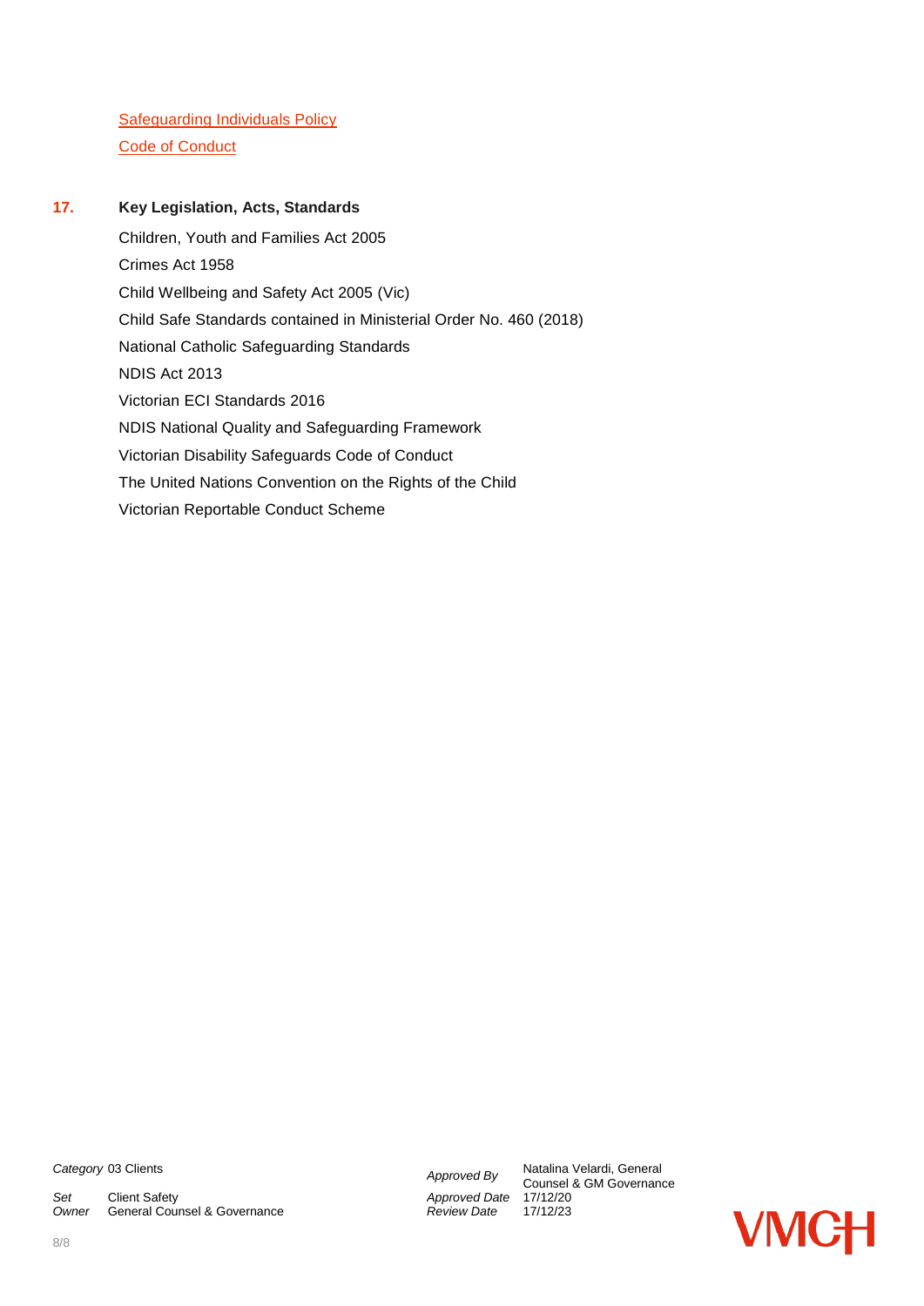Safeguarding Individuals Policy

Code of Conduct

## 17. Key Legislation, Acts, Standards

Children, Youth and Families Act 2005

Crimes Act 1958

Child Wellbeing and Safety Act 2005 (Vic)

Child Safe Standards contained in Ministerial Order No. 460 (2018)

National Catholic Safeguarding Standards

NDIS Act 2013

Victorian ECI Standards 2016

NDIS National Quality and Safeguarding Framework

Victorian Disability Safeguards Code of Conduct

The United Nations Convention on the Rights of the Child

Victorian Reportable Conduct Scheme